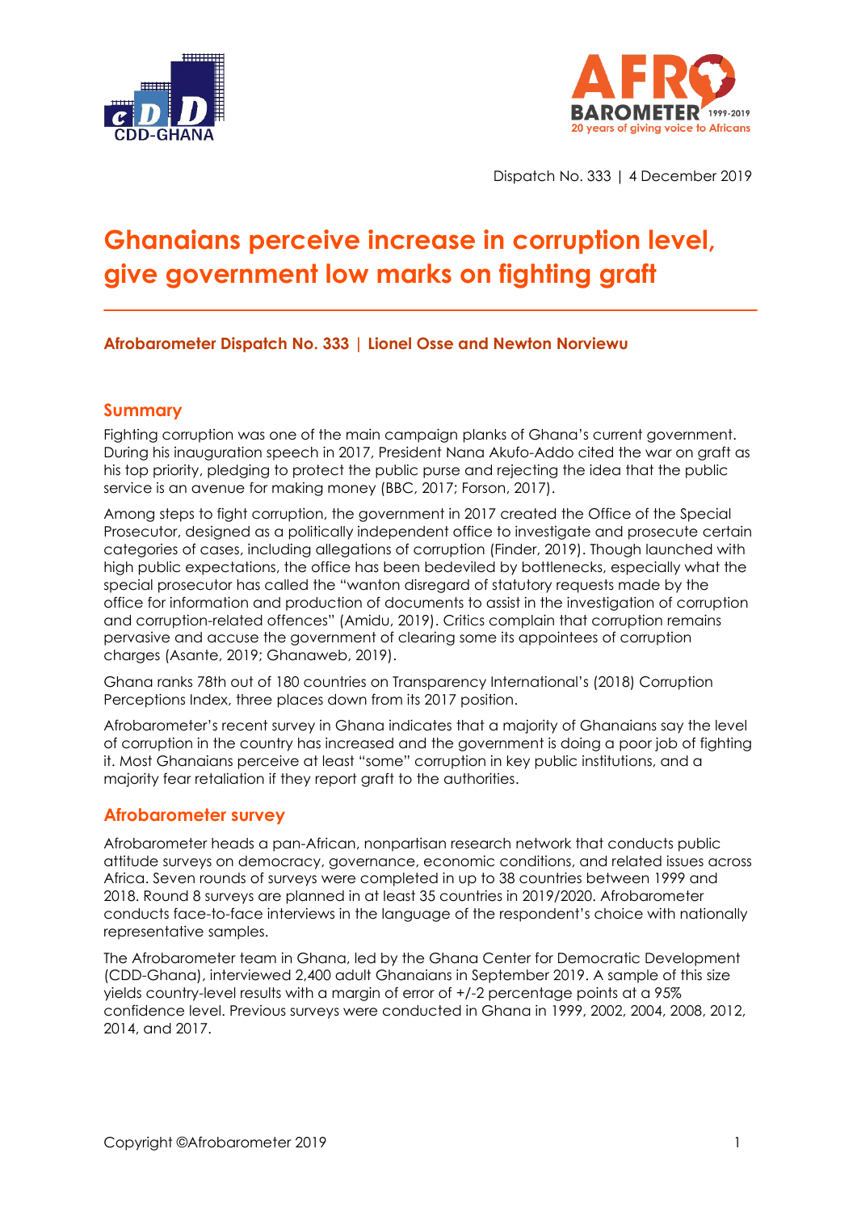Dispatch No. 333 | 4 December 2019

# Ghanaians perceive increase in corruption level, give government low marks on fighting graft

**Afrobarometer Dispatch No. 333 | Lionel Osse and Newton Norviewu**

## Summary

Fighting corruption was one of the main campaign planks of Ghana's current government. During his inauguration speech in 2017, President Nana Akufo-Addo cited the war on graft as his top priority, pledging to protect the public purse and rejecting the idea that the public service is an avenue for making money (BBC, 2017; Forson, 2017).

Among steps to fight corruption, the government in 2017 created the Office of the Special Prosecutor, designed as a politically independent office to investigate and prosecute certain categories of cases, including allegations of corruption (Finder, 2019). Though launched with high public expectations, the office has been bedeviled by bottlenecks, especially what the special prosecutor has called the "wanton disregard of statutory requests made by the office for information and production of documents to assist in the investigation of corruption and corruption-related offences" (Amidu, 2019). Critics complain that corruption remains pervasive and accuse the government of clearing some its appointees of corruption charges (Asante, 2019; Ghanaweb, 2019).

Ghana ranks 78th out of 180 countries on Transparency International's (2018) Corruption Perceptions Index, three places down from its 2017 position.

Afrobarometer's recent survey in Ghana indicates that a majority of Ghanaians say the level of corruption in the country has increased and the government is doing a poor job of fighting it. Most Ghanaians perceive at least "some" corruption in key public institutions, and a majority fear retaliation if they report graft to the authorities.

## Afrobarometer survey

Afrobarometer heads a pan-African, nonpartisan research network that conducts public attitude surveys on democracy, governance, economic conditions, and related issues across Africa. Seven rounds of surveys were completed in up to 38 countries between 1999 and 2018. Round 8 surveys are planned in at least 35 countries in 2019/2020. Afrobarometer conducts face-to-face interviews in the language of the respondent's choice with nationally representative samples.

The Afrobarometer team in Ghana, led by the Ghana Center for Democratic Development (CDD-Ghana), interviewed 2,400 adult Ghanaians in September 2019. A sample of this size yields country-level results with a margin of error of +/-2 percentage points at a 95% confidence level. Previous surveys were conducted in Ghana in 1999, 2002, 2004, 2008, 2012, 2014, and 2017.

Copyright ©Afrobarometer 2019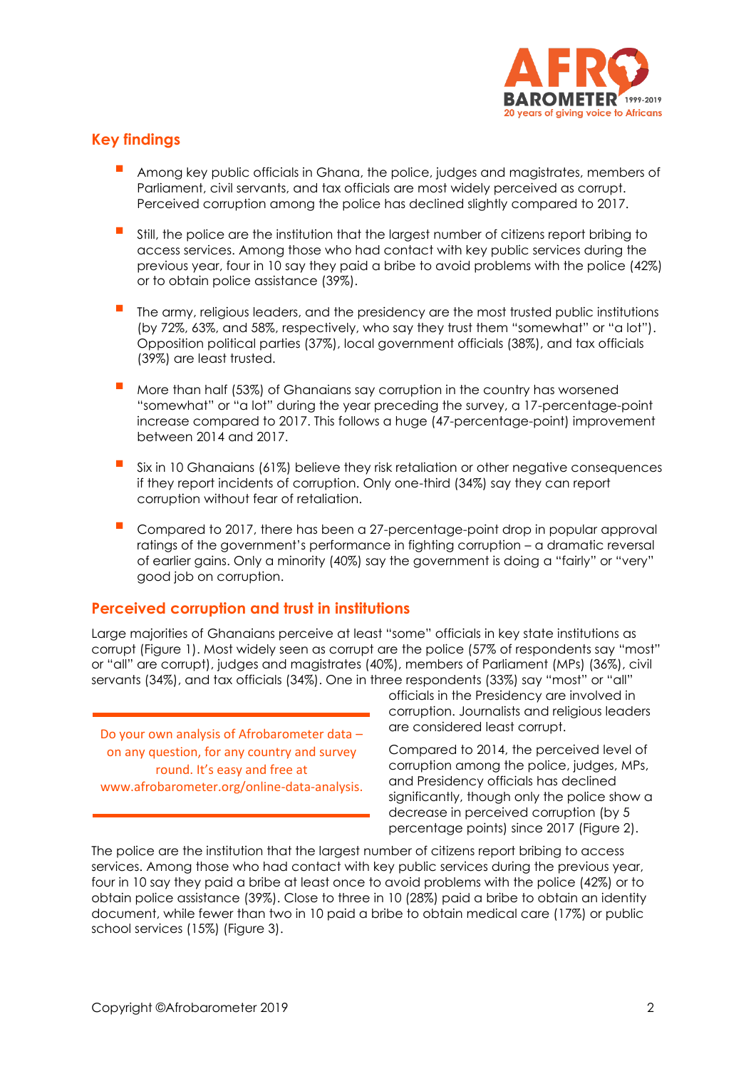## Key findings

- Among key public officials in Ghana, the police, judges and magistrates, members of Parliament, civil servants, and tax officials are most widely perceived as corrupt. Perceived corruption among the police has declined slightly compared to 2017.
- Still, the police are the institution that the largest number of citizens report bribing to access services. Among those who had contact with key public services during the previous year, four in 10 say they paid a bribe to avoid problems with the police (42%) or to obtain police assistance (39%).
- The army, religious leaders, and the presidency are the most trusted public institutions (by 72%, 63%, and 58%, respectively, who say they trust them "somewhat" or "a lot"). Opposition political parties (37%), local government officials (38%), and tax officials (39%) are least trusted.
- More than half (53%) of Ghanaians say corruption in the country has worsened "somewhat" or "a lot" during the year preceding the survey, a 17-percentage-point increase compared to 2017. This follows a huge (47-percentage-point) improvement between 2014 and 2017.
- Six in 10 Ghanaians (61%) believe they risk retaliation or other negative consequences if they report incidents of corruption. Only one-third (34%) say they can report corruption without fear of retaliation.
- Compared to 2017, there has been a 27-percentage-point drop in popular approval ratings of the government's performance in fighting corruption – a dramatic reversal of earlier gains. Only a minority (40%) say the government is doing a "fairly" or "very" good job on corruption.

## Perceived corruption and trust in institutions

Large majorities of Ghanaians perceive at least "some" officials in key state institutions as corrupt (Figure 1). Most widely seen as corrupt are the police (57% of respondents say "most" or "all" are corrupt), judges and magistrates (40%), members of Parliament (MPs) (36%), civil servants (34%), and tax officials (34%). One in three respondents (33%) say "most" or "all" officials in the Presidency are involved in corruption. Journalists and religious leaders are considered least corrupt.

Do your own analysis of Afrobarometer data – on any question, for any country and survey round. It's easy and free at www.afrobarometer.org/online-data-analysis.

Compared to 2014, the perceived level of corruption among the police, judges, MPs, and Presidency officials has declined significantly, though only the police show a decrease in perceived corruption (by 5 percentage points) since 2017 (Figure 2).

The police are the institution that the largest number of citizens report bribing to access services. Among those who had contact with key public services during the previous year, four in 10 say they paid a bribe at least once to avoid problems with the police (42%) or to obtain police assistance (39%). Close to three in 10 (28%) paid a bribe to obtain an identity document, while fewer than two in 10 paid a bribe to obtain medical care (17%) or public school services (15%) (Figure 3).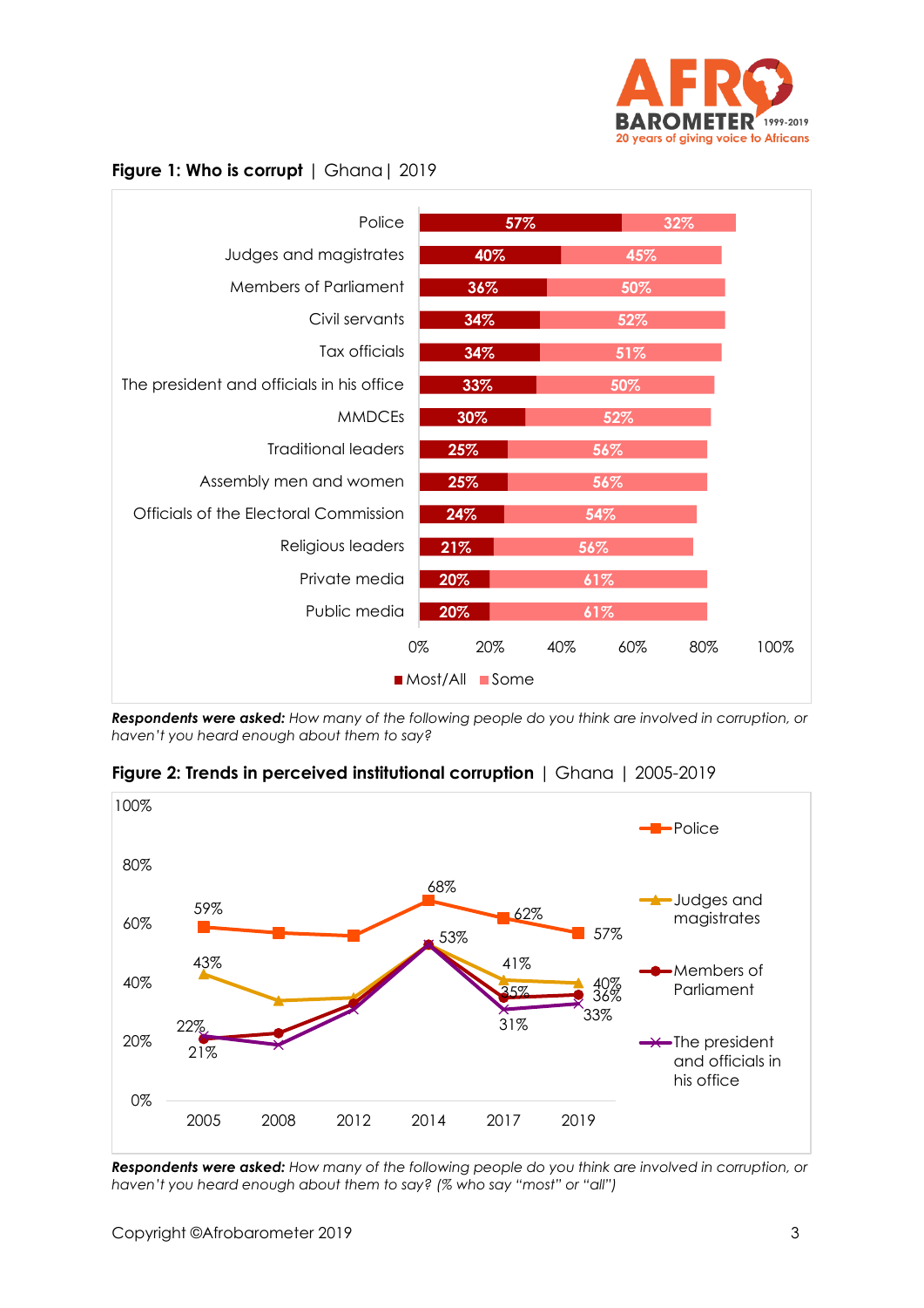**Figure 1: Who is corrupt** | Ghana | 2019

| | Most/All | Some |
|---|---|---|
| Police | 57% | 32% |
| Judges and magistrates | 40% | 45% |
| Members of Parliament | 36% | 50% |
| Civil servants | 34% | 52% |
| Tax officials | 34% | 51% |
| The president and officials in his office | 33% | 50% |
| MMDCEs | 30% | 52% |
| Traditional leaders | 25% | 56% |
| Assembly men and women | 25% | 56% |
| Officials of the Electoral Commission | 24% | 54% |
| Religious leaders | 21% | 56% |
| Private media | 20% | 61% |
| Public media | 20% | 61% |

***Respondents were asked:*** *How many of the following people do you think are involved in corruption, or haven't you heard enough about them to say?*

**Figure 2: Trends in perceived institutional corruption** | Ghana | 2005-2019

| | 2005 | 2008 | 2012 | 2014 | 2017 | 2019 |
|---|---|---|---|---|---|---|
| Police | 59% | | | 68% | 62% | 57% |
| Judges and magistrates | 43% | | | 53% | 41% | 40% |
| Members of Parliament | 21% | | | | 35% | 36% |
| The president and officials in his office | 22% | | | | 31% | 33% |

***Respondents were asked:*** *How many of the following people do you think are involved in corruption, or haven't you heard enough about them to say? (% who say "most" or "all")*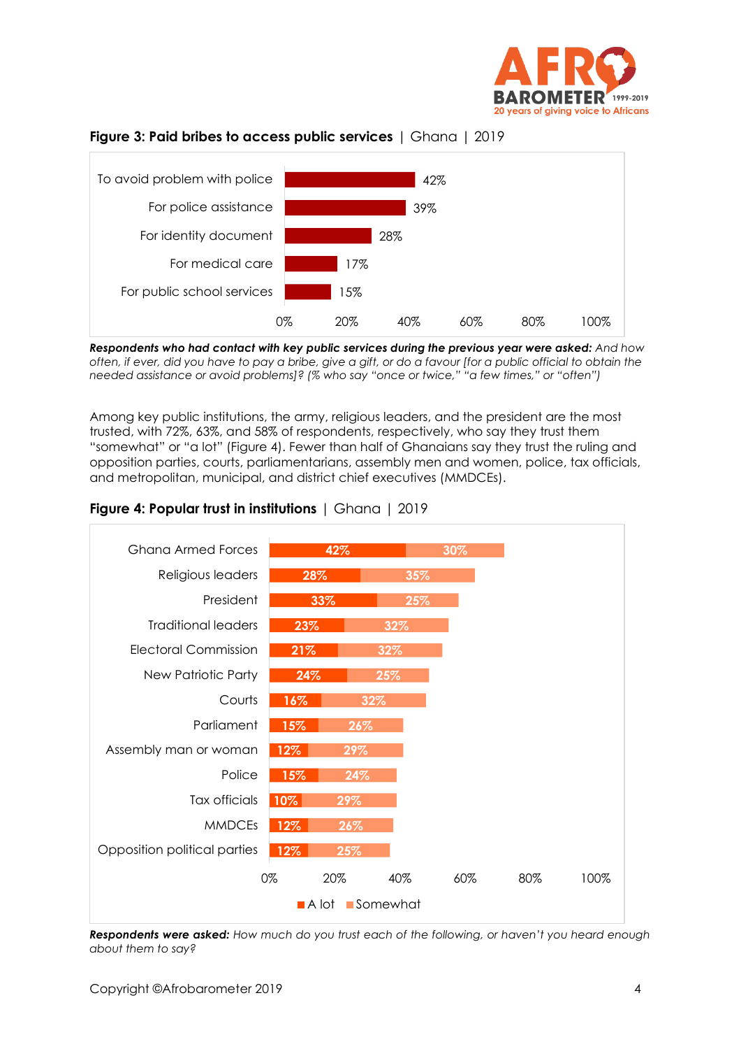**Figure 3: Paid bribes to access public services** | Ghana | 2019

| | % |
|---|---|
| To avoid problem with police | 42% |
| For police assistance | 39% |
| For identity document | 28% |
| For medical care | 17% |
| For public school services | 15% |

***Respondents who had contact with key public services during the previous year were asked:*** *And how often, if ever, did you have to pay a bribe, give a gift, or do a favour [for a public official to obtain the needed assistance or avoid problems]? (% who say "once or twice," "a few times," or "often")*

Among key public institutions, the army, religious leaders, and the president are the most trusted, with 72%, 63%, and 58% of respondents, respectively, who say they trust them "somewhat" or "a lot" (Figure 4). Fewer than half of Ghanaians say they trust the ruling and opposition parties, courts, parliamentarians, assembly men and women, police, tax officials, and metropolitan, municipal, and district chief executives (MMDCEs).

**Figure 4: Popular trust in institutions** | Ghana | 2019

| | A lot | Somewhat |
|---|---|---|
| Ghana Armed Forces | 42% | 30% |
| Religious leaders | 28% | 35% |
| President | 33% | 25% |
| Traditional leaders | 23% | 32% |
| Electoral Commission | 21% | 32% |
| New Patriotic Party | 24% | 25% |
| Courts | 16% | 32% |
| Parliament | 15% | 26% |
| Assembly man or woman | 12% | 29% |
| Police | 15% | 24% |
| Tax officials | 10% | 29% |
| MMDCEs | 12% | 26% |
| Opposition political parties | 12% | 25% |

***Respondents were asked:*** *How much do you trust each of the following, or haven't you heard enough about them to say?*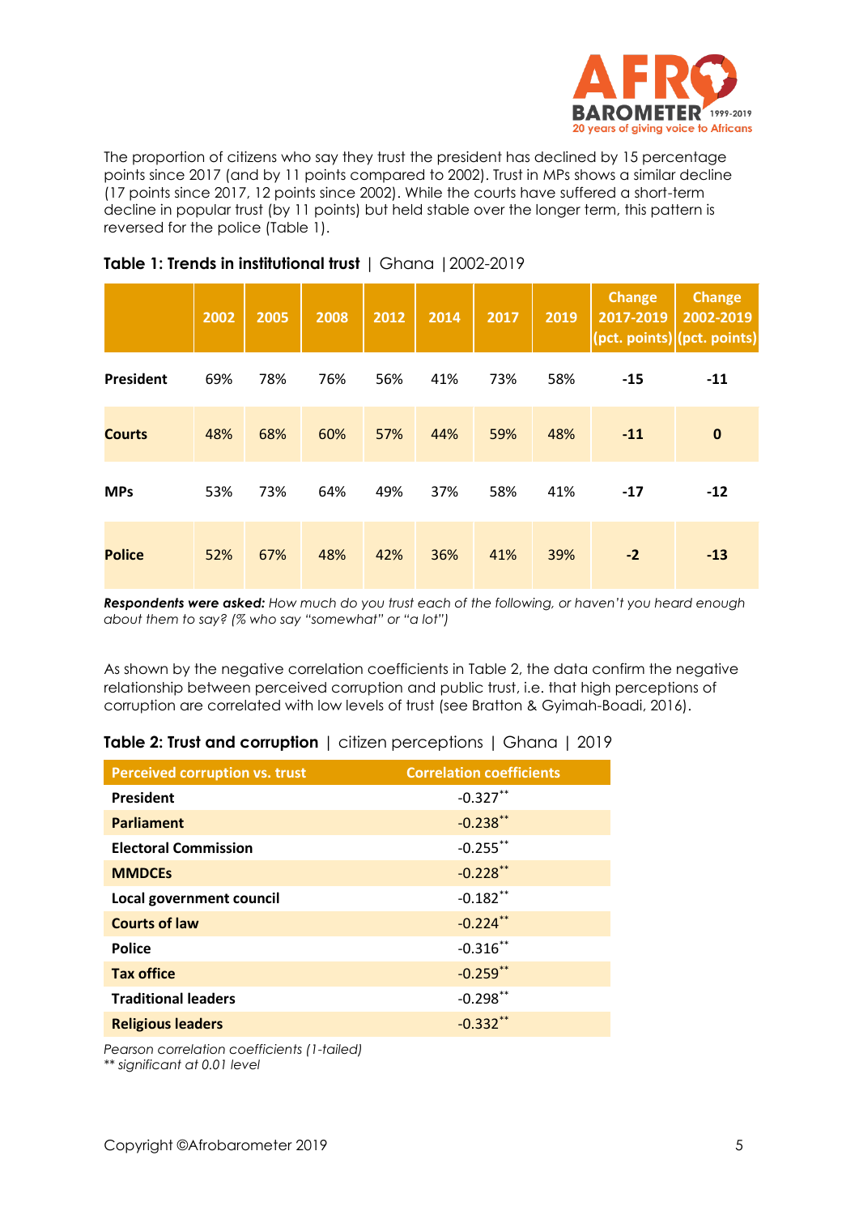The proportion of citizens who say they trust the president has declined by 15 percentage points since 2017 (and by 11 points compared to 2002). Trust in MPs shows a similar decline (17 points since 2017, 12 points since 2002). While the courts have suffered a short-term decline in popular trust (by 11 points) but held stable over the longer term, this pattern is reversed for the police (Table 1).

**Table 1: Trends in institutional trust** | Ghana | 2002-2019

| | 2002 | 2005 | 2008 | 2012 | 2014 | 2017 | 2019 | Change 2017-2019 (pct. points) | Change 2002-2019 (pct. points) |
|---|---|---|---|---|---|---|---|---|---|
| **President** | 69% | 78% | 76% | 56% | 41% | 73% | 58% | **-15** | **-11** |
| **Courts** | 48% | 68% | 60% | 57% | 44% | 59% | 48% | **-11** | **0** |
| **MPs** | 53% | 73% | 64% | 49% | 37% | 58% | 41% | **-17** | **-12** |
| **Police** | 52% | 67% | 48% | 42% | 36% | 41% | 39% | **-2** | **-13** |

***Respondents were asked:*** *How much do you trust each of the following, or haven't you heard enough about them to say? (% who say "somewhat" or "a lot")*

As shown by the negative correlation coefficients in Table 2, the data confirm the negative relationship between perceived corruption and public trust, i.e. that high perceptions of corruption are correlated with low levels of trust (see Bratton & Gyimah-Boadi, 2016).

**Table 2: Trust and corruption** | citizen perceptions | Ghana | 2019

| Perceived corruption vs. trust | Correlation coefficients |
|---|---|
| **President** | -0.327** |
| **Parliament** | -0.238** |
| **Electoral Commission** | -0.255** |
| **MMDCEs** | -0.228** |
| **Local government council** | -0.182** |
| **Courts of law** | -0.224** |
| **Police** | -0.316** |
| **Tax office** | -0.259** |
| **Traditional leaders** | -0.298** |
| **Religious leaders** | -0.332** |

*Pearson correlation coefficients (1-tailed)*
*** significant at 0.01 level*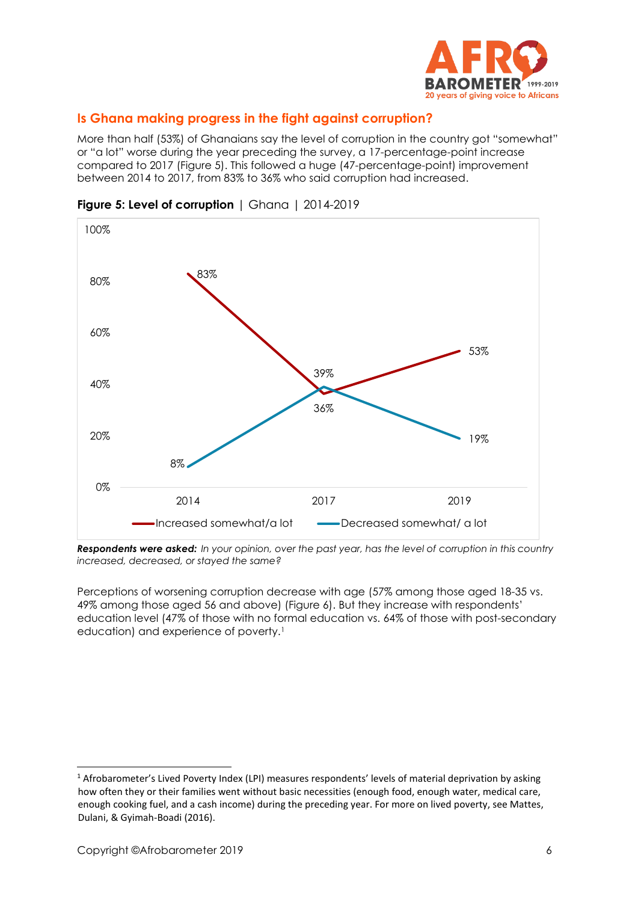## Is Ghana making progress in the fight against corruption?

More than half (53%) of Ghanaians say the level of corruption in the country got "somewhat" or "a lot" worse during the year preceding the survey, a 17-percentage-point increase compared to 2017 (Figure 5). This followed a huge (47-percentage-point) improvement between 2014 to 2017, from 83% to 36% who said corruption had increased.

**Figure 5: Level of corruption** | Ghana | 2014-2019

| | 2014 | 2017 | 2019 |
|---|---|---|---|
| Increased somewhat/a lot | 83% | 36% | 53% |
| Decreased somewhat/ a lot | 8% | 39% | 19% |

***Respondents were asked:*** *In your opinion, over the past year, has the level of corruption in this country increased, decreased, or stayed the same?*

Perceptions of worsening corruption decrease with age (57% among those aged 18-35 vs. 49% among those aged 56 and above) (Figure 6). But they increase with respondents' education level (47% of those with no formal education vs. 64% of those with post-secondary education) and experience of poverty.[1]

---

[1] Afrobarometer's Lived Poverty Index (LPI) measures respondents' levels of material deprivation by asking how often they or their families went without basic necessities (enough food, enough water, medical care, enough cooking fuel, and a cash income) during the preceding year. For more on lived poverty, see Mattes, Dulani, & Gyimah-Boadi (2016).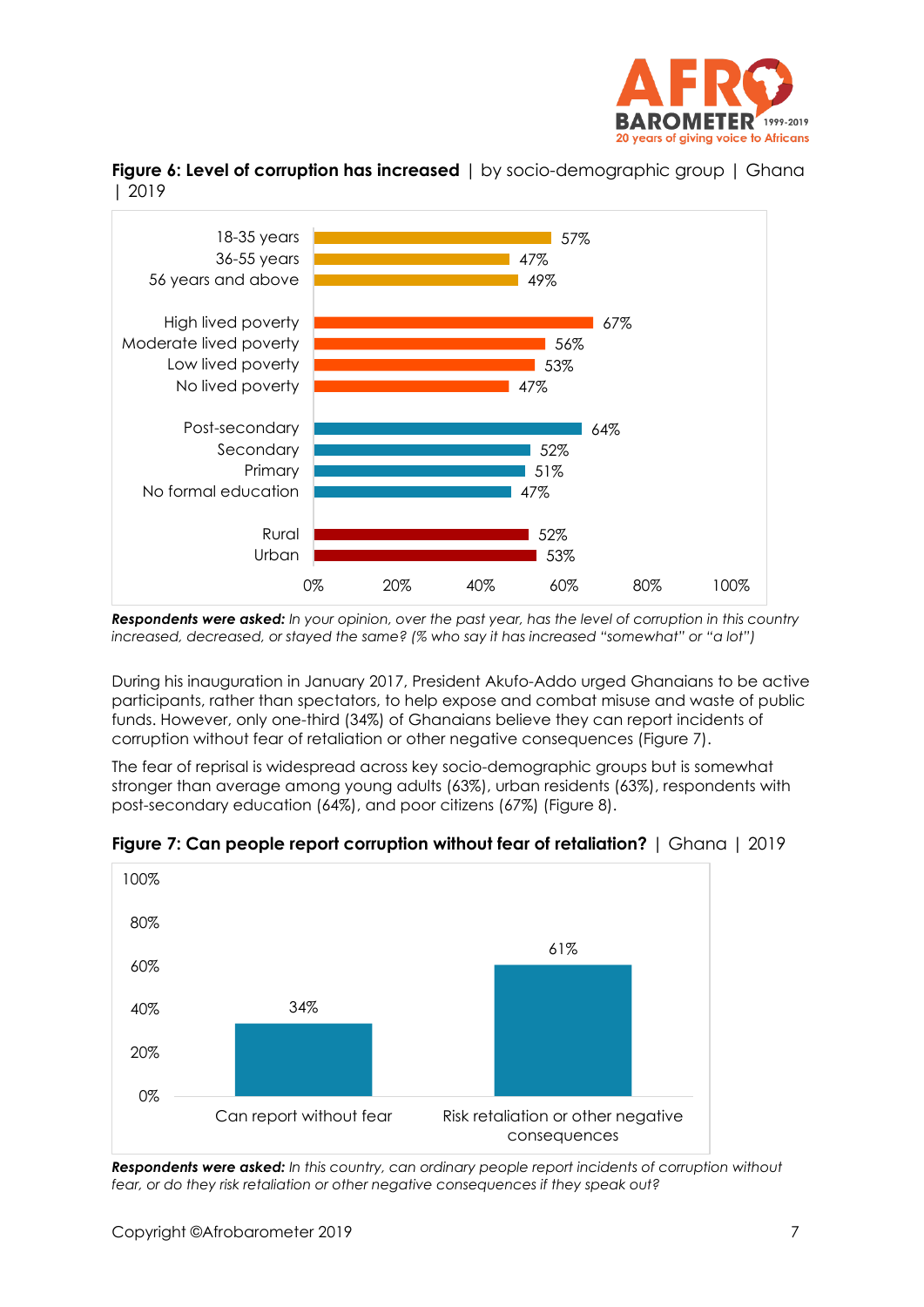**Figure 6: Level of corruption has increased** | by socio-demographic group | Ghana | 2019

| Group | % |
|---|---|
| 18-35 years | 57% |
| 36-55 years | 47% |
| 56 years and above | 49% |
| High lived poverty | 67% |
| Moderate lived poverty | 56% |
| Low lived poverty | 53% |
| No lived poverty | 47% |
| Post-secondary | 64% |
| Secondary | 52% |
| Primary | 51% |
| No formal education | 47% |
| Rural | 52% |
| Urban | 53% |

***Respondents were asked:*** *In your opinion, over the past year, has the level of corruption in this country increased, decreased, or stayed the same? (% who say it has increased "somewhat" or "a lot")*

During his inauguration in January 2017, President Akufo-Addo urged Ghanaians to be active participants, rather than spectators, to help expose and combat misuse and waste of public funds. However, only one-third (34%) of Ghanaians believe they can report incidents of corruption without fear of retaliation or other negative consequences (Figure 7).

The fear of reprisal is widespread across key socio-demographic groups but is somewhat stronger than average among young adults (63%), urban residents (63%), respondents with post-secondary education (64%), and poor citizens (67%) (Figure 8).

**Figure 7: Can people report corruption without fear of retaliation?** | Ghana | 2019

| Response | % |
|---|---|
| Can report without fear | 34% |
| Risk retaliation or other negative consequences | 61% |

***Respondents were asked:*** *In this country, can ordinary people report incidents of corruption without fear, or do they risk retaliation or other negative consequences if they speak out?*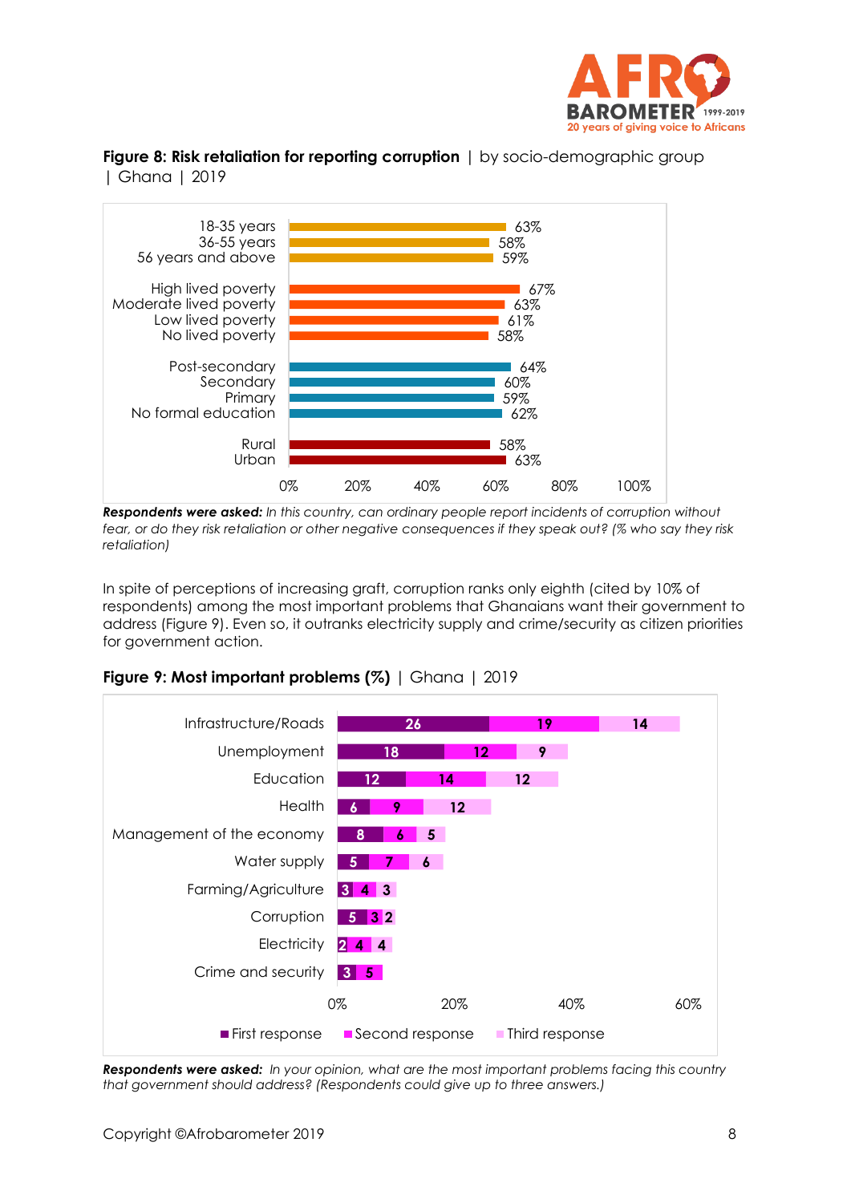**Figure 8: Risk retaliation for reporting corruption** | by socio-demographic group | Ghana | 2019

| Group | % |
|---|---|
| 18-35 years | 63% |
| 36-55 years | 58% |
| 56 years and above | 59% |
| High lived poverty | 67% |
| Moderate lived poverty | 63% |
| Low lived poverty | 61% |
| No lived poverty | 58% |
| Post-secondary | 64% |
| Secondary | 60% |
| Primary | 59% |
| No formal education | 62% |
| Rural | 58% |
| Urban | 63% |

***Respondents were asked:*** *In this country, can ordinary people report incidents of corruption without fear, or do they risk retaliation or other negative consequences if they speak out? (% who say they risk retaliation)*

In spite of perceptions of increasing graft, corruption ranks only eighth (cited by 10% of respondents) among the most important problems that Ghanaians want their government to address (Figure 9). Even so, it outranks electricity supply and crime/security as citizen priorities for government action.

**Figure 9: Most important problems (%)** | Ghana | 2019

| Problem | First response | Second response | Third response |
|---|---|---|---|
| Infrastructure/Roads | 26 | 19 | 14 |
| Unemployment | 18 | 12 | 9 |
| Education | 12 | 14 | 12 |
| Health | 6 | 9 | 12 |
| Management of the economy | 8 | 6 | 5 |
| Water supply | 5 | 7 | 6 |
| Farming/Agriculture | 3 | 4 | 3 |
| Corruption | 5 | 3 | 2 |
| Electricity | 2 | 4 | 4 |
| Crime and security | 3 | 5 | |

***Respondents were asked:*** *In your opinion, what are the most important problems facing this country that government should address? (Respondents could give up to three answers.)*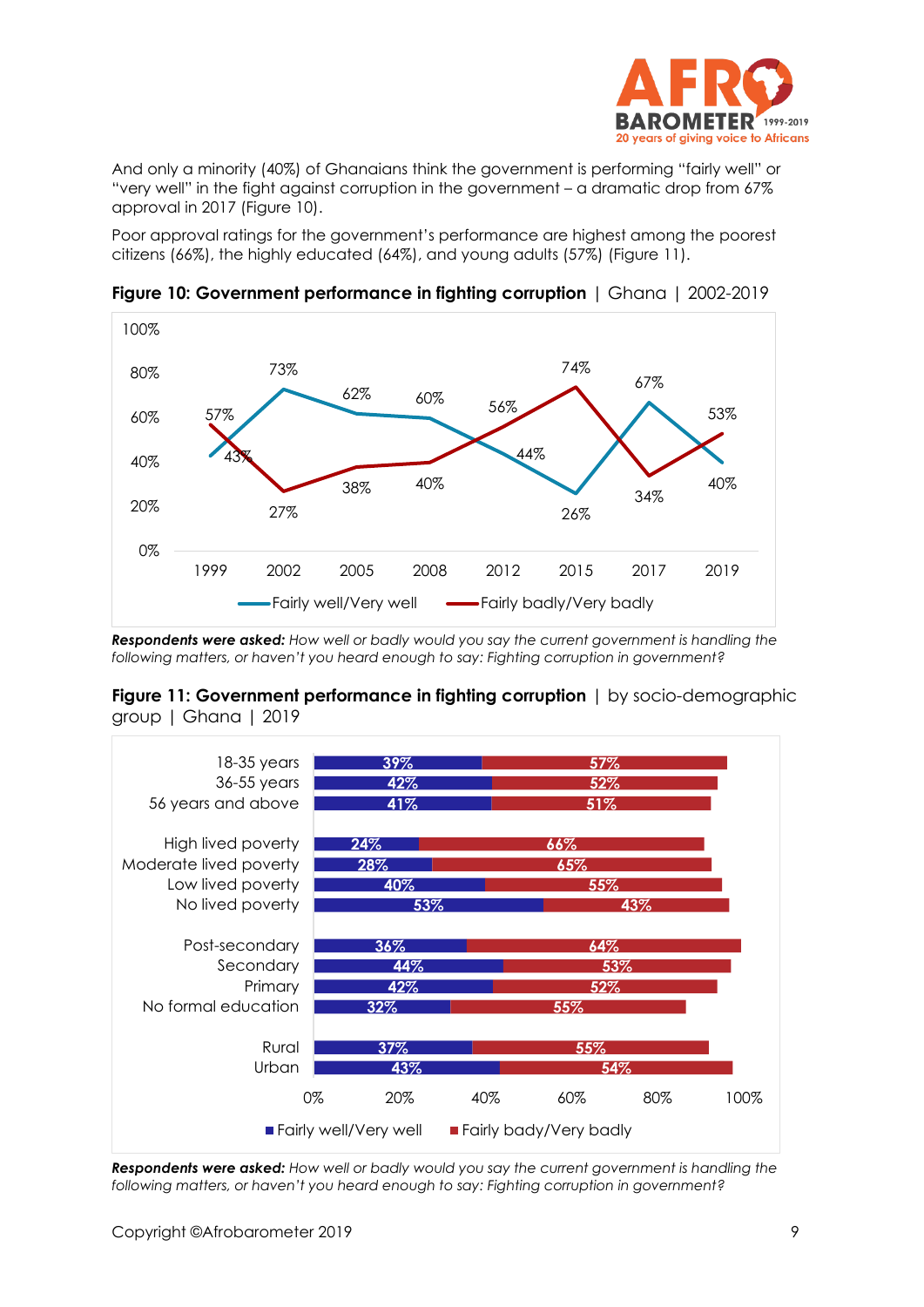And only a minority (40%) of Ghanaians think the government is performing "fairly well" or "very well" in the fight against corruption in the government – a dramatic drop from 67% approval in 2017 (Figure 10).

Poor approval ratings for the government's performance are highest among the poorest citizens (66%), the highly educated (64%), and young adults (57%) (Figure 11).

**Figure 10: Government performance in fighting corruption** | Ghana | 2002-2019

| | 1999 | 2002 | 2005 | 2008 | 2012 | 2015 | 2017 | 2019 |
|---|---|---|---|---|---|---|---|---|
| Fairly well/Very well | 43% | 73% | 62% | 60% | 44% | 26% | 67% | 40% |
| Fairly badly/Very badly | 57% | 27% | 38% | 40% | 56% | 74% | 34% | 53% |

***Respondents were asked:*** *How well or badly would you say the current government is handling the following matters, or haven't you heard enough to say: Fighting corruption in government?*

**Figure 11: Government performance in fighting corruption** | by socio-demographic group | Ghana | 2019

| | Fairly well/Very well | Fairly bady/Very badly |
|---|---|---|
| 18-35 years | 39% | 57% |
| 36-55 years | 42% | 52% |
| 56 years and above | 41% | 51% |
| High lived poverty | 24% | 66% |
| Moderate lived poverty | 28% | 65% |
| Low lived poverty | 40% | 55% |
| No lived poverty | 53% | 43% |
| Post-secondary | 36% | 64% |
| Secondary | 44% | 53% |
| Primary | 42% | 52% |
| No formal education | 32% | 55% |
| Rural | 37% | 55% |
| Urban | 43% | 54% |

***Respondents were asked:*** *How well or badly would you say the current government is handling the following matters, or haven't you heard enough to say: Fighting corruption in government?*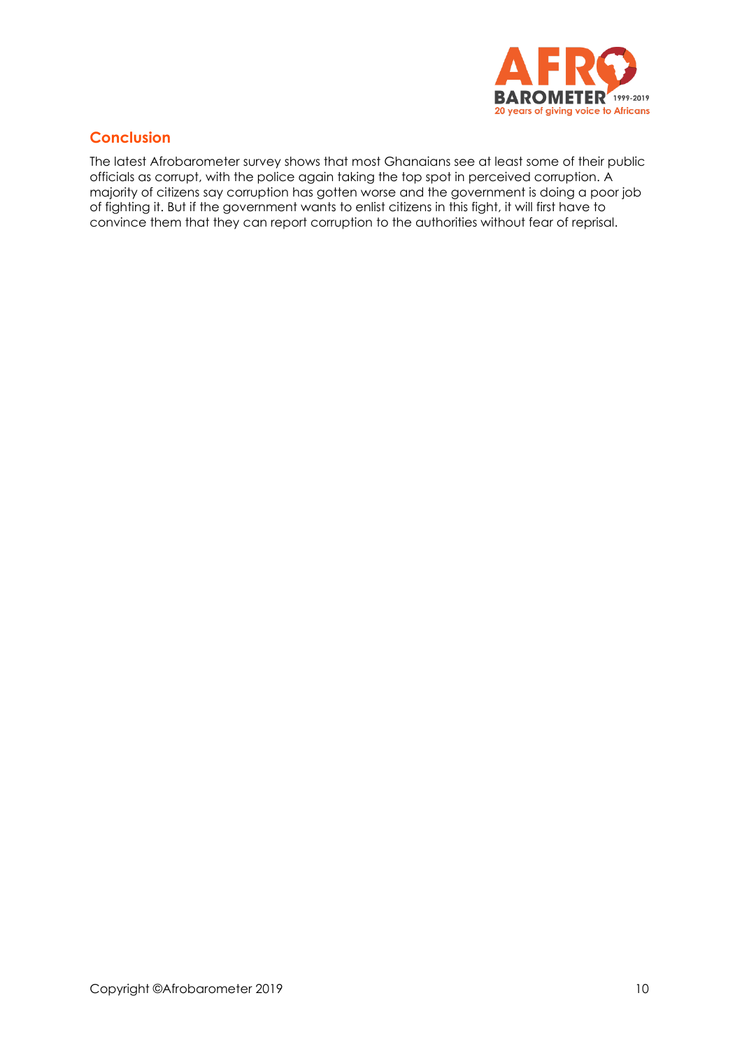## Conclusion

The latest Afrobarometer survey shows that most Ghanaians see at least some of their public officials as corrupt, with the police again taking the top spot in perceived corruption. A majority of citizens say corruption has gotten worse and the government is doing a poor job of fighting it. But if the government wants to enlist citizens in this fight, it will first have to convince them that they can report corruption to the authorities without fear of reprisal.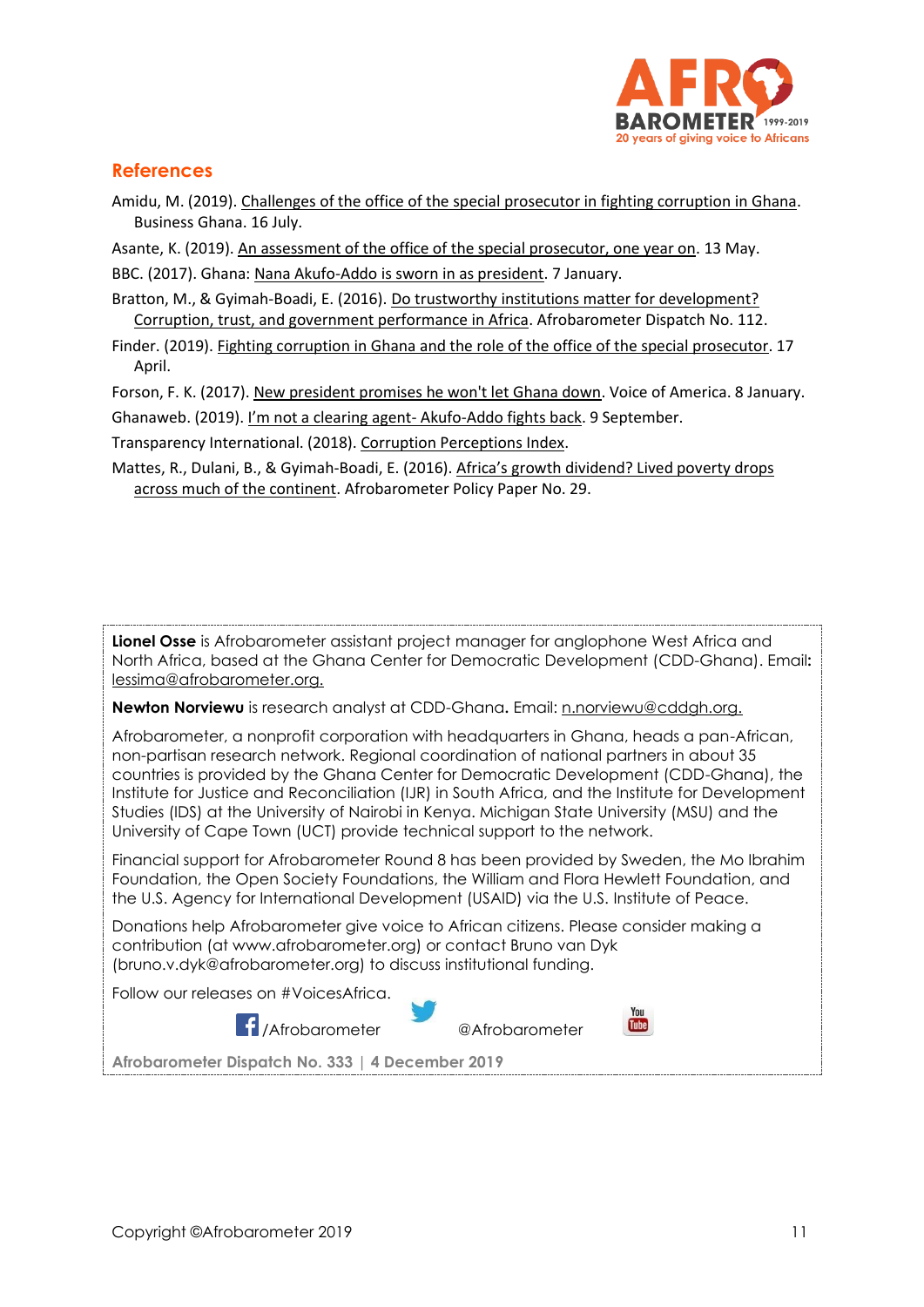## References

Amidu, M. (2019). Challenges of the office of the special prosecutor in fighting corruption in Ghana. Business Ghana. 16 July.

Asante, K. (2019). An assessment of the office of the special prosecutor, one year on. 13 May.

BBC. (2017). Ghana: Nana Akufo-Addo is sworn in as president. 7 January.

Bratton, M., & Gyimah-Boadi, E. (2016). Do trustworthy institutions matter for development? Corruption, trust, and government performance in Africa. Afrobarometer Dispatch No. 112.

Finder. (2019). Fighting corruption in Ghana and the role of the office of the special prosecutor. 17 April.

Forson, F. K. (2017). New president promises he won't let Ghana down. Voice of America. 8 January.

Ghanaweb. (2019). I'm not a clearing agent- Akufo-Addo fights back. 9 September.

Transparency International. (2018). Corruption Perceptions Index.

Mattes, R., Dulani, B., & Gyimah-Boadi, E. (2016). Africa's growth dividend? Lived poverty drops across much of the continent. Afrobarometer Policy Paper No. 29.

**Lionel Osse** is Afrobarometer assistant project manager for anglophone West Africa and North Africa, based at the Ghana Center for Democratic Development (CDD-Ghana). Email: lessima@afrobarometer.org.

**Newton Norviewu** is research analyst at CDD-Ghana. Email: n.norviewu@cddgh.org.

Afrobarometer, a nonprofit corporation with headquarters in Ghana, heads a pan-African, non-partisan research network. Regional coordination of national partners in about 35 countries is provided by the Ghana Center for Democratic Development (CDD-Ghana), the Institute for Justice and Reconciliation (IJR) in South Africa, and the Institute for Development Studies (IDS) at the University of Nairobi in Kenya. Michigan State University (MSU) and the University of Cape Town (UCT) provide technical support to the network.

Financial support for Afrobarometer Round 8 has been provided by Sweden, the Mo Ibrahim Foundation, the Open Society Foundations, the William and Flora Hewlett Foundation, and the U.S. Agency for International Development (USAID) via the U.S. Institute of Peace.

Donations help Afrobarometer give voice to African citizens. Please consider making a contribution (at www.afrobarometer.org) or contact Bruno van Dyk (bruno.v.dyk@afrobarometer.org) to discuss institutional funding.

Follow our releases on #VoicesAfrica.

/Afrobarometer @Afrobarometer

**Afrobarometer Dispatch No. 333 | 4 December 2019**

Copyright ©Afrobarometer 2019